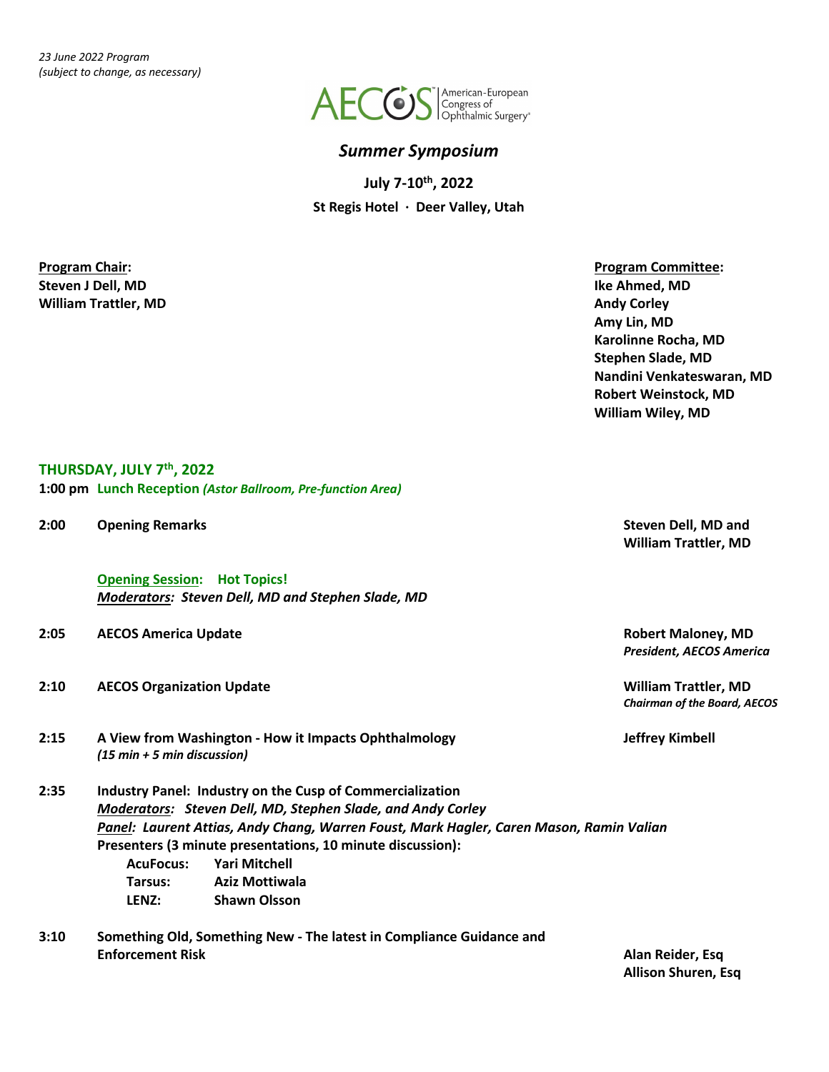*23 June 2022 Program*
*(subject to change, as necessary)*

AECOS™ American-European Congress of Ophthalmic Surgery®

# *Summer Symposium*

**July 7-10th, 2022**

**St Regis Hotel · Deer Valley, Utah**

**Program Chair:**
**Steven J Dell, MD**
**William Trattler, MD**

**Program Committee:**
**Ike Ahmed, MD**
**Andy Corley**
**Amy Lin, MD**
**Karolinne Rocha, MD**
**Stephen Slade, MD**
**Nandini Venkateswaran, MD**
**Robert Weinstock, MD**
**William Wiley, MD**

## THURSDAY, JULY 7th, 2022

**1:00 pm** **Lunch Reception** ***(Astor Ballroom, Pre-function Area)***

**2:00** **Opening Remarks** — **Steven Dell, MD and William Trattler, MD**

**Opening Session: Hot Topics!**
***Moderators: Steven Dell, MD and Stephen Slade, MD***

**2:05** **AECOS America Update** — **Robert Maloney, MD**, ***President, AECOS America***

**2:10** **AECOS Organization Update** — **William Trattler, MD**, ***Chairman of the Board, AECOS***

**2:15** **A View from Washington - How it Impacts Ophthalmology** — **Jeffrey Kimbell**
***(15 min + 5 min discussion)***

**2:35** **Industry Panel: Industry on the Cusp of Commercialization**
***Moderators: Steven Dell, MD, Stephen Slade, and Andy Corley***
***Panel: Laurent Attias, Andy Chang, Warren Foust, Mark Hagler, Caren Mason, Ramin Valian***
**Presenters (3 minute presentations, 10 minute discussion):**
- **AcuFocus:** **Yari Mitchell**
- **Tarsus:** **Aziz Mottiwala**
- **LENZ:** **Shawn Olsson**

**3:10** **Something Old, Something New - The latest in Compliance Guidance and Enforcement Risk** — **Alan Reider, Esq**, **Allison Shuren, Esq**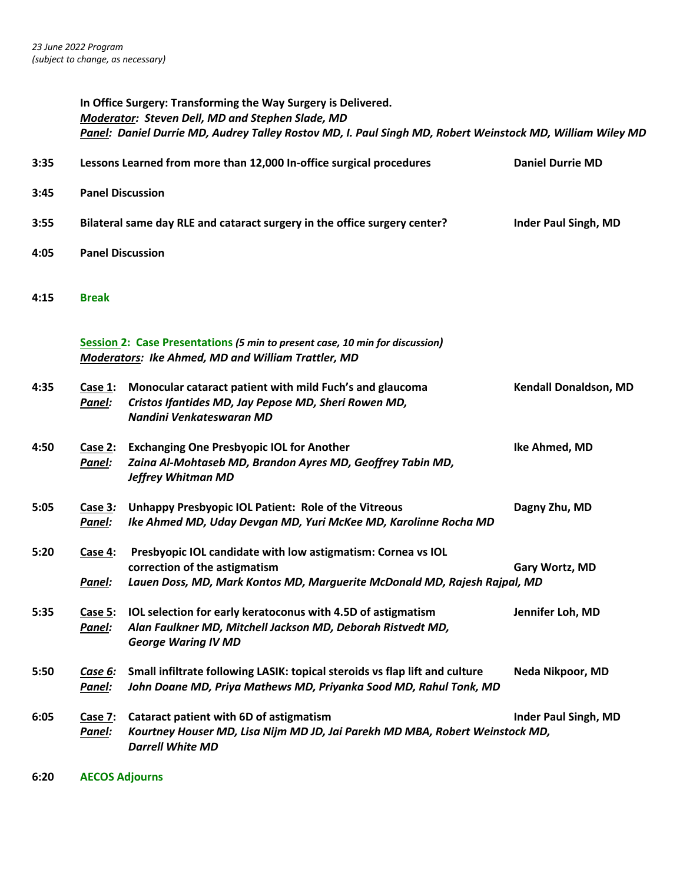*23 June 2022 Program*
*(subject to change, as necessary)*

**In Office Surgery: Transforming the Way Surgery is Delivered.**
***Moderator:*** ***Steven Dell, MD and Stephen Slade, MD***
***Panel:*** ***Daniel Durrie MD, Audrey Talley Rostov MD, I. Paul Singh MD, Robert Weinstock MD, William Wiley MD***

**3:35** **Lessons Learned from more than 12,000 In-office surgical procedures** — **Daniel Durrie MD**

**3:45** **Panel Discussion**

**3:55** **Bilateral same day RLE and cataract surgery in the office surgery center?** — **Inder Paul Singh, MD**

**4:05** **Panel Discussion**

**4:15** **Break**

**Session 2: Case Presentations** ***(5 min to present case, 10 min for discussion)***
***Moderators:*** ***Ike Ahmed, MD and William Trattler, MD***

**4:35** **Case 1:** **Monocular cataract patient with mild Fuch's and glaucoma** — **Kendall Donaldson, MD**
***Panel:*** ***Cristos Ifantides MD, Jay Pepose MD, Sheri Rowen MD, Nandini Venkateswaran MD***

**4:50** **Case 2:** **Exchanging One Presbyopic IOL for Another** — **Ike Ahmed, MD**
***Panel:*** ***Zaina Al-Mohtaseb MD, Brandon Ayres MD, Geoffrey Tabin MD, Jeffrey Whitman MD***

**5:05** **Case 3:** **Unhappy Presbyopic IOL Patient: Role of the Vitreous** — **Dagny Zhu, MD**
***Panel:*** ***Ike Ahmed MD, Uday Devgan MD, Yuri McKee MD, Karolinne Rocha MD***

**5:20** **Case 4:** **Presbyopic IOL candidate with low astigmatism: Cornea vs IOL correction of the astigmatism** — **Gary Wortz, MD**
***Panel:*** ***Lauen Doss, MD, Mark Kontos MD, Marguerite McDonald MD, Rajesh Rajpal, MD***

**5:35** **Case 5:** **IOL selection for early keratoconus with 4.5D of astigmatism** — **Jennifer Loh, MD**
***Panel:*** ***Alan Faulkner MD, Mitchell Jackson MD, Deborah Ristvedt MD, George Waring IV MD***

**5:50** ***Case 6:*** **Small infiltrate following LASIK: topical steroids vs flap lift and culture** — **Neda Nikpoor, MD**
***Panel:*** ***John Doane MD, Priya Mathews MD, Priyanka Sood MD, Rahul Tonk, MD***

**6:05** **Case 7:** **Cataract patient with 6D of astigmatism** — **Inder Paul Singh, MD**
***Panel:*** ***Kourtney Houser MD, Lisa Nijm MD JD, Jai Parekh MD MBA, Robert Weinstock MD, Darrell White MD***

**6:20** **AECOS Adjourns**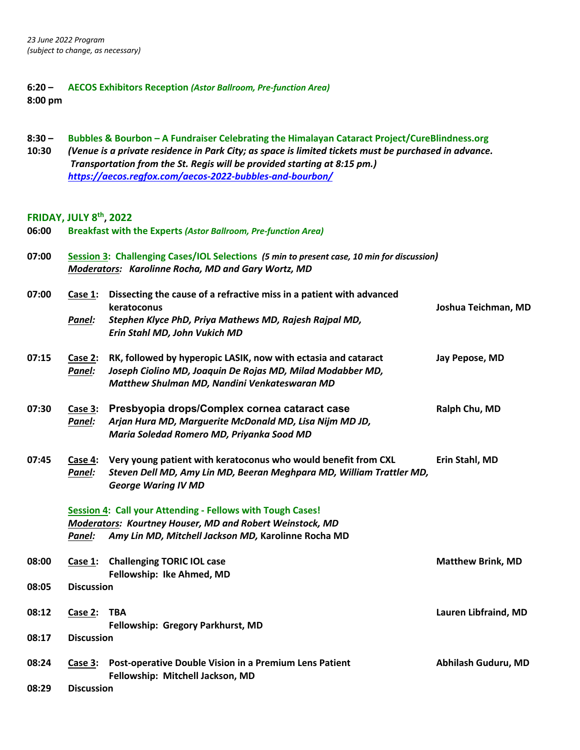*23 June 2022 Program*
*(subject to change, as necessary)*

**6:20 – 8:00 pm** **AECOS Exhibitors Reception** ***(Astor Ballroom, Pre-function Area)***

**8:30 – 10:30** **Bubbles & Bourbon – A Fundraiser Celebrating the Himalayan Cataract Project/CureBlindness.org**
***(Venue is a private residence in Park City; as space is limited tickets must be purchased in advance. Transportation from the St. Regis will be provided starting at 8:15 pm.)***
***https://aecos.regfox.com/aecos-2022-bubbles-and-bourbon/***

## FRIDAY, JULY 8th, 2022

**06:00** **Breakfast with the Experts** ***(Astor Ballroom, Pre-function Area)***

**07:00** **Session 3: Challenging Cases/IOL Selections** ***(5 min to present case, 10 min for discussion)***
***Moderators: Karolinne Rocha, MD and Gary Wortz, MD***

**07:00** **Case 1:** **Dissecting the cause of a refractive miss in a patient with advanced keratoconus** — **Joshua Teichman, MD**
***Panel:*** *Stephen Klyce PhD, Priya Mathews MD, Rajesh Rajpal MD, Erin Stahl MD, John Vukich MD*

**07:15** **Case 2:** **RK, followed by hyperopic LASIK, now with ectasia and cataract** — **Jay Pepose, MD**
***Panel:*** *Joseph Ciolino MD, Joaquin De Rojas MD, Milad Modabber MD, Matthew Shulman MD, Nandini Venkateswaran MD*

**07:30** **Case 3:** **Presbyopia drops/Complex cornea cataract case** — **Ralph Chu, MD**
***Panel:*** *Arjan Hura MD, Marguerite McDonald MD, Lisa Nijm MD JD, Maria Soledad Romero MD, Priyanka Sood MD*

**07:45** **Case 4:** **Very young patient with keratoconus who would benefit from CXL** — **Erin Stahl, MD**
***Panel:*** *Steven Dell MD, Amy Lin MD, Beeran Meghpara MD, William Trattler MD, George Waring IV MD*

**Session 4: Call your Attending - Fellows with Tough Cases!**
***Moderators: Kourtney Houser, MD and Robert Weinstock, MD***
***Panel:*** *Amy Lin MD, Mitchell Jackson MD,* Karolinne Rocha MD

**08:00** **Case 1:** **Challenging TORIC IOL case** — **Matthew Brink, MD**
**Fellowship: Ike Ahmed, MD**
**08:05** **Discussion**

**08:12** **Case 2:** **TBA** — **Lauren Libfraind, MD**
**Fellowship: Gregory Parkhurst, MD**
**08:17** **Discussion**

**08:24** **Case 3:** **Post-operative Double Vision in a Premium Lens Patient** — **Abhilash Guduru, MD**
**Fellowship: Mitchell Jackson, MD**
**08:29** **Discussion**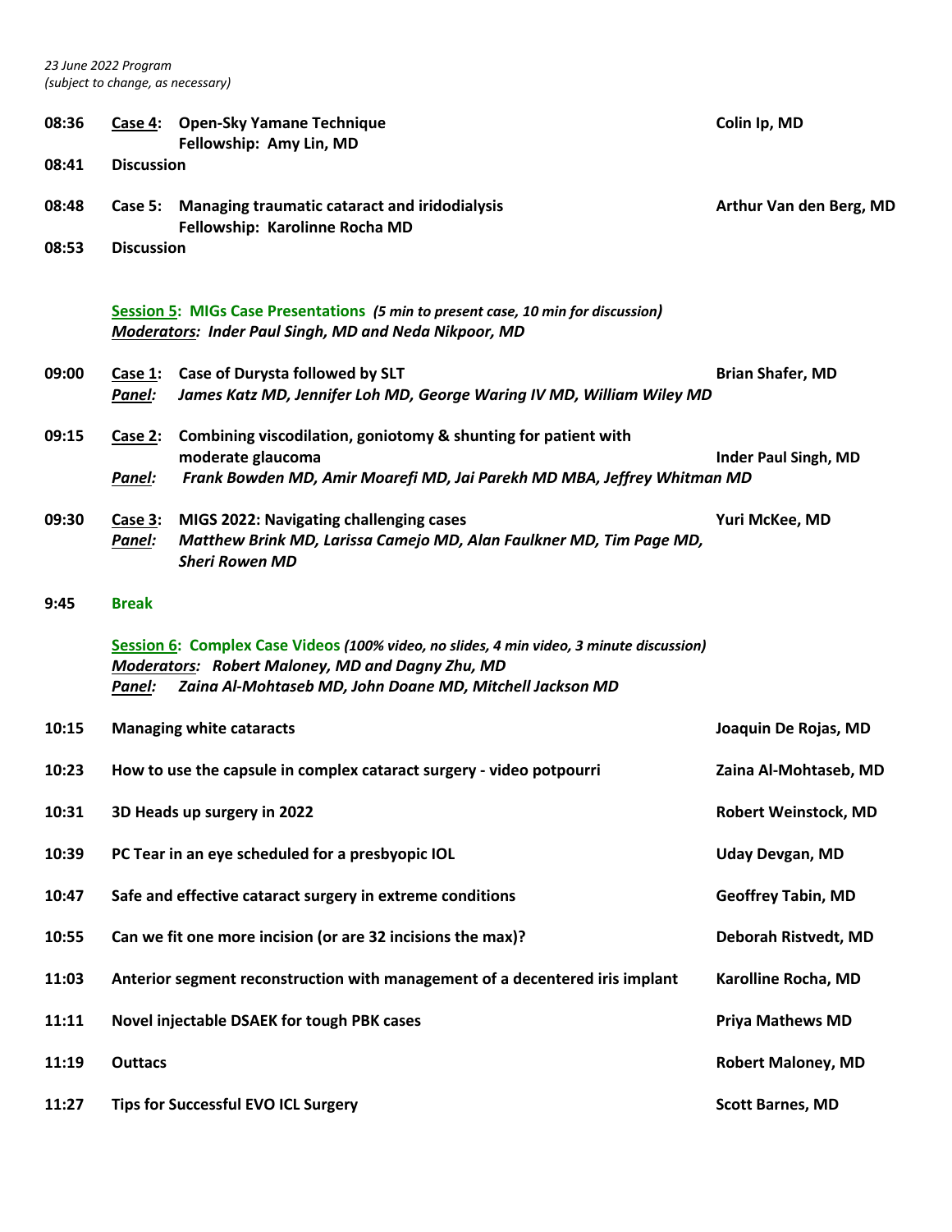*23 June 2022 Program*
*(subject to change, as necessary)*

**08:36** **Case 4:** **Open-Sky Yamane Technique** — **Colin Ip, MD**
**Fellowship: Amy Lin, MD**

**08:41** **Discussion**

**08:48** **Case 5:** **Managing traumatic cataract and iridodialysis** — **Arthur Van den Berg, MD**
**Fellowship: Karolinne Rocha MD**

**08:53** **Discussion**

## Session 5: MIGs Case Presentations *(5 min to present case, 10 min for discussion)*

***Moderators:* *Inder Paul Singh, MD and Neda Nikpoor, MD***

**09:00** **Case 1:** **Case of Durysta followed by SLT** — **Brian Shafer, MD**
***Panel:*** ***James Katz MD, Jennifer Loh MD, George Waring IV MD, William Wiley MD***

**09:15** **Case 2:** **Combining viscodilation, goniotomy & shunting for patient with moderate glaucoma** — **Inder Paul Singh, MD**
***Panel:*** ***Frank Bowden MD, Amir Moarefi MD, Jai Parekh MD MBA, Jeffrey Whitman MD***

**09:30** **Case 3:** **MIGS 2022: Navigating challenging cases** — **Yuri McKee, MD**
***Panel:*** ***Matthew Brink MD, Larissa Camejo MD, Alan Faulkner MD, Tim Page MD, Sheri Rowen MD***

**9:45** **Break**

## Session 6: Complex Case Videos *(100% video, no slides, 4 min video, 3 minute discussion)*

***Moderators:* *Robert Maloney, MD and Dagny Zhu, MD***
***Panel:* *Zaina Al-Mohtaseb MD, John Doane MD, Mitchell Jackson MD***

| Time | Topic | Presenter |
|---|---|---|
| **10:15** | **Managing white cataracts** | **Joaquin De Rojas, MD** |
| **10:23** | **How to use the capsule in complex cataract surgery - video potpourri** | **Zaina Al-Mohtaseb, MD** |
| **10:31** | **3D Heads up surgery in 2022** | **Robert Weinstock, MD** |
| **10:39** | **PC Tear in an eye scheduled for a presbyopic IOL** | **Uday Devgan, MD** |
| **10:47** | **Safe and effective cataract surgery in extreme conditions** | **Geoffrey Tabin, MD** |
| **10:55** | **Can we fit one more incision (or are 32 incisions the max)?** | **Deborah Ristvedt, MD** |
| **11:03** | **Anterior segment reconstruction with management of a decentered iris implant** | **Karolline Rocha, MD** |
| **11:11** | **Novel injectable DSAEK for tough PBK cases** | **Priya Mathews MD** |
| **11:19** | **Outtacs** | **Robert Maloney, MD** |
| **11:27** | **Tips for Successful EVO ICL Surgery** | **Scott Barnes, MD** |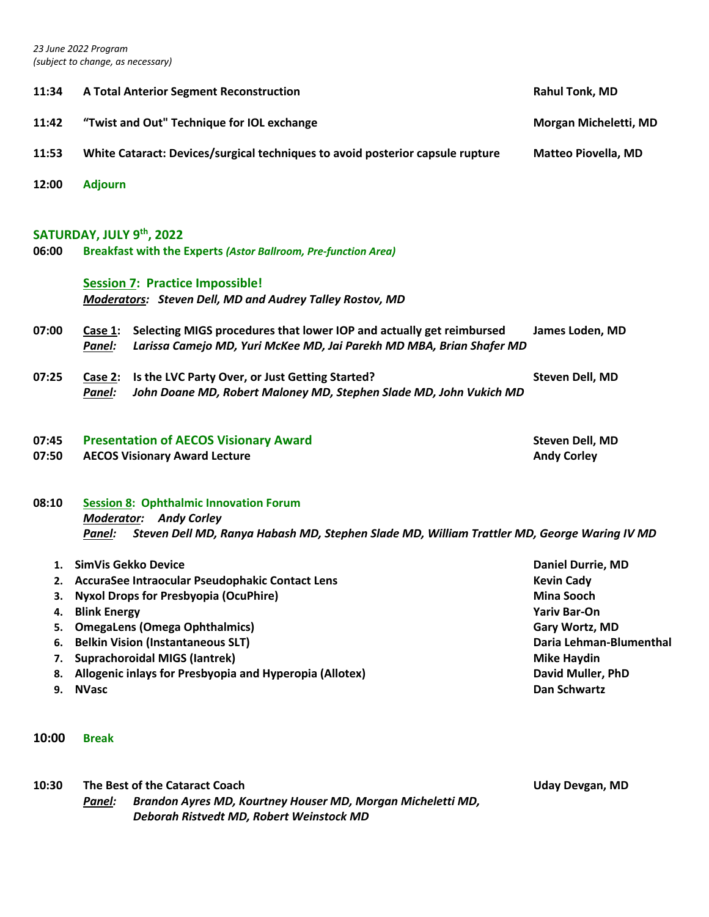*23 June 2022 Program*
*(subject to change, as necessary)*

**11:34** **A Total Anterior Segment Reconstruction** — **Rahul Tonk, MD**

**11:42** **"Twist and Out" Technique for IOL exchange** — **Morgan Micheletti, MD**

**11:53** **White Cataract: Devices/surgical techniques to avoid posterior capsule rupture** — **Matteo Piovella, MD**

**12:00** **Adjourn**

## SATURDAY, JULY 9th, 2022

**06:00** **Breakfast with the Experts** ***(Astor Ballroom, Pre-function Area)***

### Session 7: Practice Impossible!

***Moderators:*** ***Steven Dell, MD and Audrey Talley Rostov, MD***

**07:00** **Case 1:** **Selecting MIGS procedures that lower IOP and actually get reimbursed** — **James Loden, MD**
***Panel:*** ***Larissa Camejo MD, Yuri McKee MD, Jai Parekh MD MBA, Brian Shafer MD***

**07:25** **Case 2:** **Is the LVC Party Over, or Just Getting Started?** — **Steven Dell, MD**
***Panel:*** ***John Doane MD, Robert Maloney MD, Stephen Slade MD, John Vukich MD***

**07:45** **Presentation of AECOS Visionary Award** — **Steven Dell, MD**
**07:50** **AECOS Visionary Award Lecture** — **Andy Corley**

**08:10** **Session 8: Ophthalmic Innovation Forum**
***Moderator:*** ***Andy Corley***
***Panel:*** ***Steven Dell MD, Ranya Habash MD, Stephen Slade MD, William Trattler MD, George Waring IV MD***

1. **SimVis Gekko Device** — **Daniel Durrie, MD**
2. **AccuraSee Intraocular Pseudophakic Contact Lens** — **Kevin Cady**
3. **Nyxol Drops for Presbyopia (OcuPhire)** — **Mina Sooch**
4. **Blink Energy** — **Yariv Bar-On**
5. **OmegaLens (Omega Ophthalmics)** — **Gary Wortz, MD**
6. **Belkin Vision (Instantaneous SLT)** — **Daria Lehman-Blumenthal**
7. **Suprachoroidal MIGS (Iantrek)** — **Mike Haydin**
8. **Allogenic inlays for Presbyopia and Hyperopia (Allotex)** — **David Muller, PhD**
9. **NVasc** — **Dan Schwartz**

**10:00** **Break**

**10:30** **The Best of the Cataract Coach** — **Uday Devgan, MD**
***Panel:*** ***Brandon Ayres MD, Kourtney Houser MD, Morgan Micheletti MD, Deborah Ristvedt MD, Robert Weinstock MD***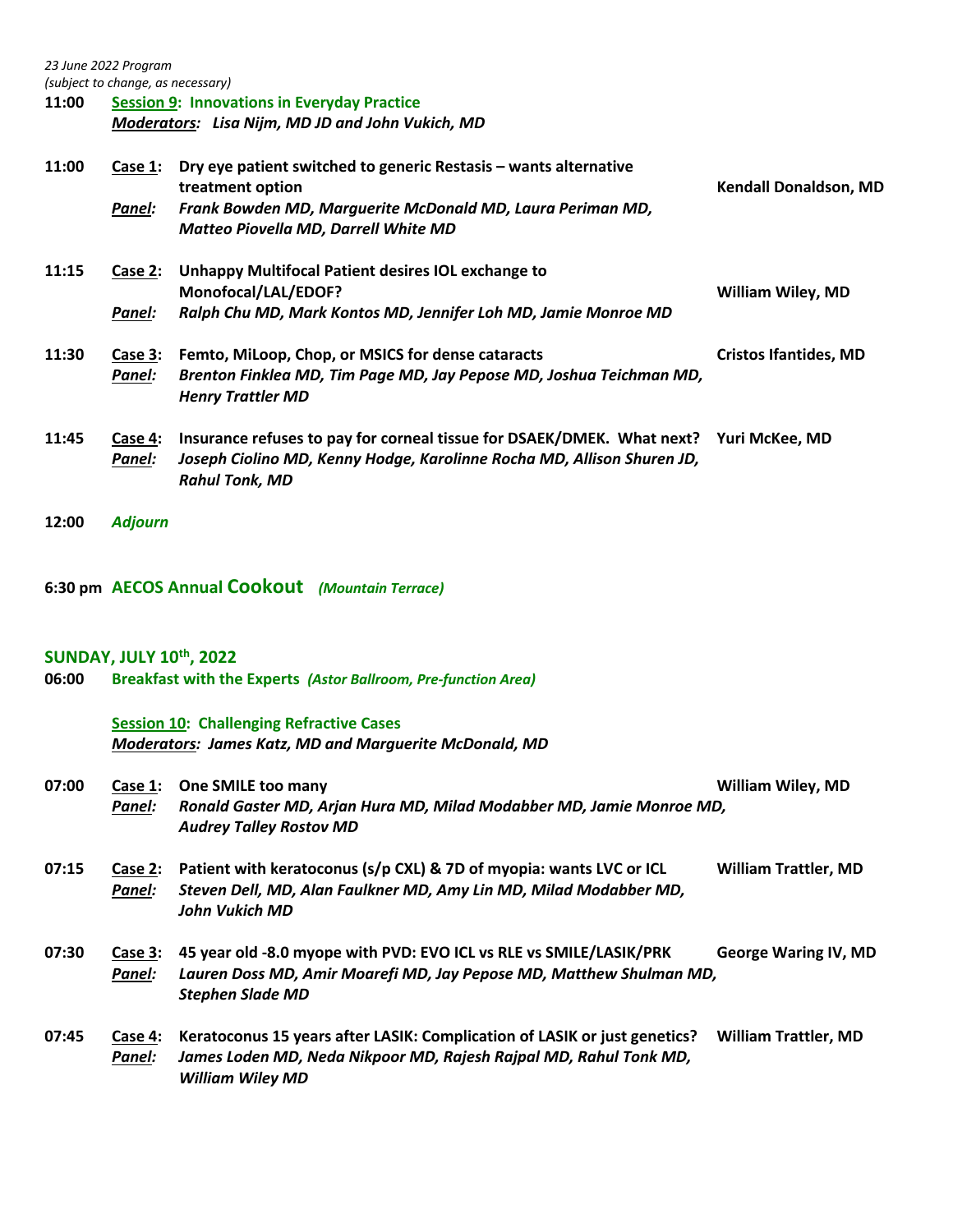*23 June 2022 Program*
*(subject to change, as necessary)*

**11:00** **Session 9: Innovations in Everyday Practice**
***Moderators:*** ***Lisa Nijm, MD JD and John Vukich, MD***

**11:00** **Case 1:** **Dry eye patient switched to generic Restasis – wants alternative treatment option** — **Kendall Donaldson, MD**
***Panel:*** ***Frank Bowden MD, Marguerite McDonald MD, Laura Periman MD, Matteo Piovella MD, Darrell White MD***

**11:15** **Case 2:** **Unhappy Multifocal Patient desires IOL exchange to Monofocal/LAL/EDOF?** — **William Wiley, MD**
***Panel:*** ***Ralph Chu MD, Mark Kontos MD, Jennifer Loh MD, Jamie Monroe MD***

**11:30** **Case 3:** **Femto, MiLoop, Chop, or MSICS for dense cataracts** — **Cristos Ifantides, MD**
***Panel:*** ***Brenton Finklea MD, Tim Page MD, Jay Pepose MD, Joshua Teichman MD, Henry Trattler MD***

**11:45** **Case 4:** **Insurance refuses to pay for corneal tissue for DSAEK/DMEK. What next?** — **Yuri McKee, MD**
***Panel:*** ***Joseph Ciolino MD, Kenny Hodge, Karolinne Rocha MD, Allison Shuren JD, Rahul Tonk, MD***

**12:00** ***Adjourn***

**6:30 pm** **AECOS Annual Cookout** ***(Mountain Terrace)***

## SUNDAY, JULY 10th, 2022

**06:00** **Breakfast with the Experts** ***(Astor Ballroom, Pre-function Area)***

**Session 10: Challenging Refractive Cases**
***Moderators:*** ***James Katz, MD and Marguerite McDonald, MD***

**07:00** **Case 1:** **One SMILE too many** — **William Wiley, MD**
***Panel:*** ***Ronald Gaster MD, Arjan Hura MD, Milad Modabber MD, Jamie Monroe MD, Audrey Talley Rostov MD***

**07:15** **Case 2:** **Patient with keratoconus (s/p CXL) & 7D of myopia: wants LVC or ICL** — **William Trattler, MD**
***Panel:*** ***Steven Dell, MD, Alan Faulkner MD, Amy Lin MD, Milad Modabber MD, John Vukich MD***

**07:30** **Case 3:** **45 year old -8.0 myope with PVD: EVO ICL vs RLE vs SMILE/LASIK/PRK** — **George Waring IV, MD**
***Panel:*** ***Lauren Doss MD, Amir Moarefi MD, Jay Pepose MD, Matthew Shulman MD, Stephen Slade MD***

**07:45** **Case 4:** **Keratoconus 15 years after LASIK: Complication of LASIK or just genetics?** — **William Trattler, MD**
***Panel:*** ***James Loden MD, Neda Nikpoor MD, Rajesh Rajpal MD, Rahul Tonk MD, William Wiley MD***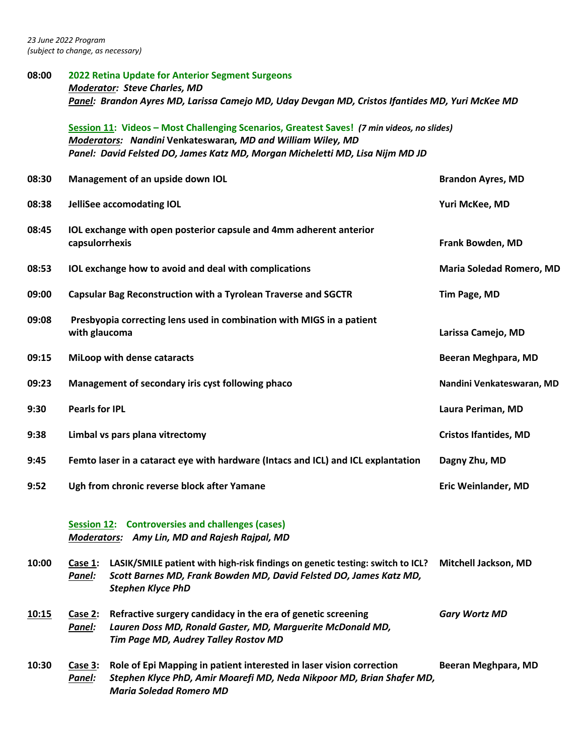*23 June 2022 Program*
*(subject to change, as necessary)*

**08:00** **2022 Retina Update for Anterior Segment Surgeons**
***Moderator:*** ***Steve Charles, MD***
***Panel:*** ***Brandon Ayres MD, Larissa Camejo MD, Uday Devgan MD, Cristos Ifantides MD, Yuri McKee MD***

**Session 11: Videos – Most Challenging Scenarios, Greatest Saves!** ***(7 min videos, no slides)***
***Moderators:*** ***Nandini* Venkateswaran*, MD and William Wiley, MD***
***Panel: David Felsted DO, James Katz MD, Morgan Micheletti MD, Lisa Nijm MD JD***

| Time | Topic | Presenter |
|---|---|---|
| **08:30** | **Management of an upside down IOL** | **Brandon Ayres, MD** |
| **08:38** | **JelliSee accomodating IOL** | **Yuri McKee, MD** |
| **08:45** | **IOL exchange with open posterior capsule and 4mm adherent anterior capsulorrhexis** | **Frank Bowden, MD** |
| **08:53** | **IOL exchange how to avoid and deal with complications** | **Maria Soledad Romero, MD** |
| **09:00** | **Capsular Bag Reconstruction with a Tyrolean Traverse and SGCTR** | **Tim Page, MD** |
| **09:08** | **Presbyopia correcting lens used in combination with MIGS in a patient with glaucoma** | **Larissa Camejo, MD** |
| **09:15** | **MiLoop with dense cataracts** | **Beeran Meghpara, MD** |
| **09:23** | **Management of secondary iris cyst following phaco** | **Nandini Venkateswaran, MD** |
| **9:30** | **Pearls for IPL** | **Laura Periman, MD** |
| **9:38** | **Limbal vs pars plana vitrectomy** | **Cristos Ifantides, MD** |
| **9:45** | **Femto laser in a cataract eye with hardware (Intacs and ICL) and ICL explantation** | **Dagny Zhu, MD** |
| **9:52** | **Ugh from chronic reverse block after Yamane** | **Eric Weinlander, MD** |

**Session 12: Controversies and challenges (cases)**
***Moderators:*** ***Amy Lin, MD and Rajesh Rajpal, MD***

**10:00** **Case 1: LASIK/SMILE patient with high-risk findings on genetic testing: switch to ICL?** — **Mitchell Jackson, MD**
***Panel:*** ***Scott Barnes MD, Frank Bowden MD, David Felsted DO, James Katz MD, Stephen Klyce PhD***

**10:15** **Case 2: Refractive surgery candidacy in the era of genetic screening** — ***Gary Wortz MD***
***Panel:*** ***Lauren Doss MD, Ronald Gaster, MD, Marguerite McDonald MD, Tim Page MD, Audrey Talley Rostov MD***

**10:30** **Case 3: Role of Epi Mapping in patient interested in laser vision correction** — **Beeran Meghpara, MD**
***Panel:*** ***Stephen Klyce PhD, Amir Moarefi MD, Neda Nikpoor MD, Brian Shafer MD, Maria Soledad Romero MD***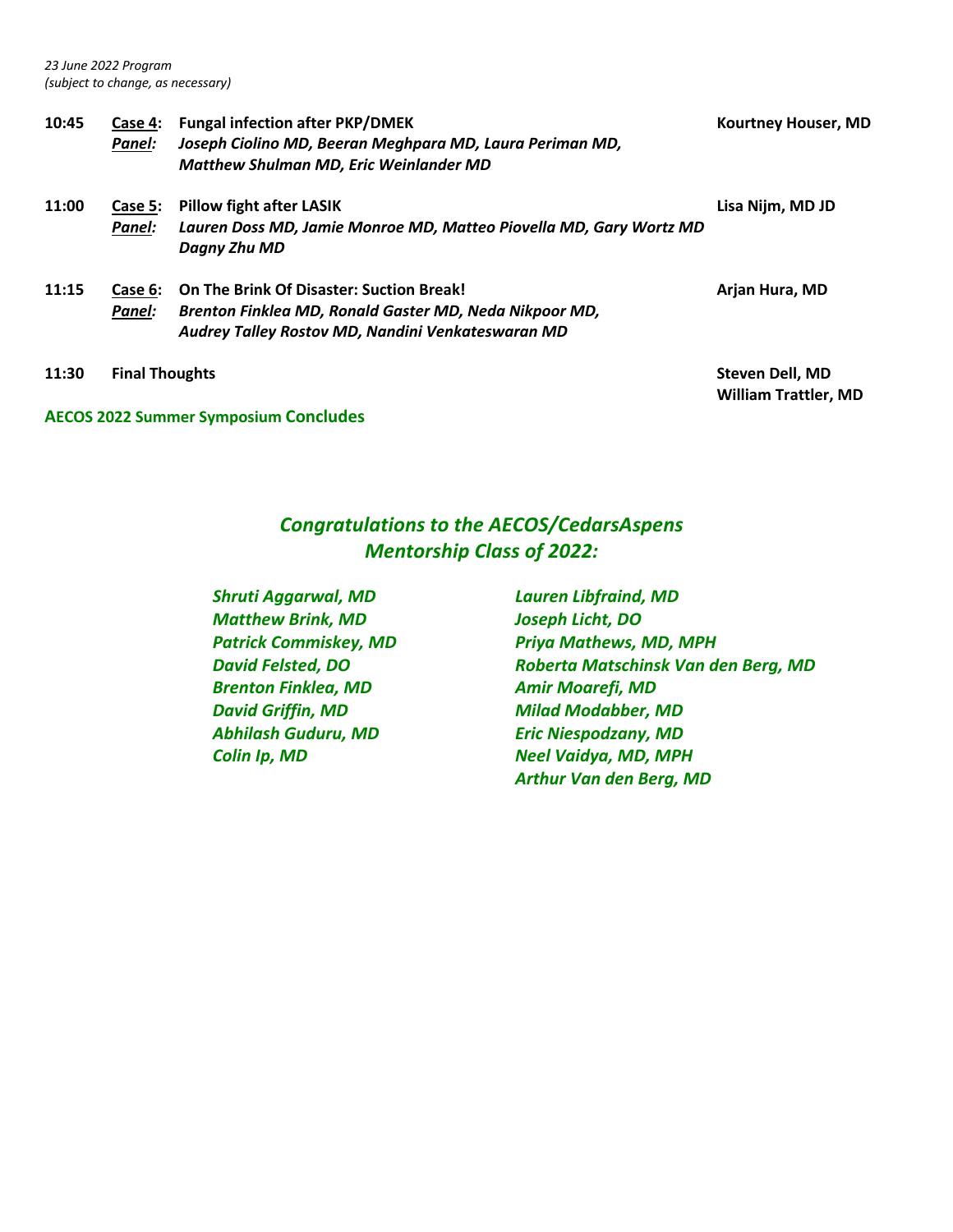*23 June 2022 Program*
*(subject to change, as necessary)*

| | | | |
|---|---|---|---|
| **10:45** | **Case 4:** | **Fungal infection after PKP/DMEK** | **Kourtney Houser, MD** |
| | ***Panel:*** | ***Joseph Ciolino MD, Beeran Meghpara MD, Laura Periman MD, Matthew Shulman MD, Eric Weinlander MD*** | |
| **11:00** | **Case 5:** | **Pillow fight after LASIK** | **Lisa Nijm, MD JD** |
| | ***Panel:*** | ***Lauren Doss MD, Jamie Monroe MD, Matteo Piovella MD, Gary Wortz MD Dagny Zhu MD*** | |
| **11:15** | **Case 6:** | **On The Brink Of Disaster: Suction Break!** | **Arjan Hura, MD** |
| | ***Panel:*** | ***Brenton Finklea MD, Ronald Gaster MD, Neda Nikpoor MD, Audrey Talley Rostov MD, Nandini Venkateswaran MD*** | |
| **11:30** | **Final Thoughts** | | **Steven Dell, MD**<br>**William Trattler, MD** |

**AECOS 2022 Summer Symposium Concludes**

## *Congratulations to the AECOS/CedarsAspens Mentorship Class of 2022:*

***Shruti Aggarwal, MD***
***Matthew Brink, MD***
***Patrick Commiskey, MD***
***David Felsted, DO***
***Brenton Finklea, MD***
***David Griffin, MD***
***Abhilash Guduru, MD***
***Colin Ip, MD***
***Lauren Libfraind, MD***
***Joseph Licht, DO***
***Priya Mathews, MD, MPH***
***Roberta Matschinsk Van den Berg, MD***
***Amir Moarefi, MD***
***Milad Modabber, MD***
***Eric Niespodzany, MD***
***Neel Vaidya, MD, MPH***
***Arthur Van den Berg, MD***